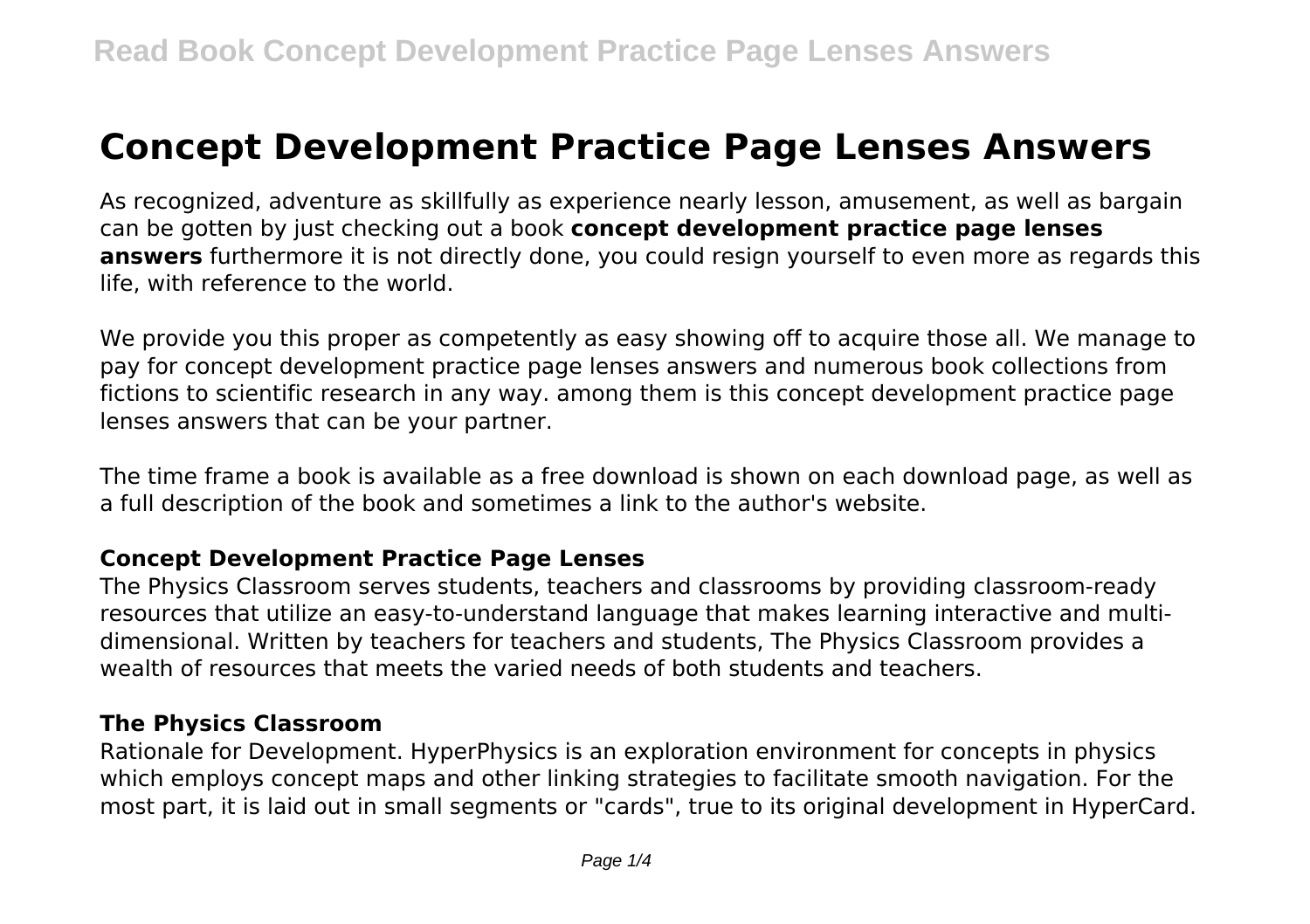# Concept Development Practice Page Lenses Answers

As recognized, adventure as skillfully as experience nearly lesson, amusement, as well as bargain can be gotten by just checking out a book **concept development practice page lenses answers** furthermore it is not directly done, you could resign yourself to even more as regards this life, with reference to the world.

We provide you this proper as competently as easy showing off to acquire those all. We manage to pay for concept development practice page lenses answers and numerous book collections from fictions to scientific research in any way. among them is this concept development practice page lenses answers that can be your partner.

The time frame a book is available as a free download is shown on each download page, as well as a full description of the book and sometimes a link to the author's website.

### Concept Development Practice Page Lenses

The Physics Classroom serves students, teachers and classrooms by providing classroom-ready resources that utilize an easy-to-understand language that makes learning interactive and multi-dimensional. Written by teachers for teachers and students, The Physics Classroom provides a wealth of resources that meets the varied needs of both students and teachers.

### The Physics Classroom

Rationale for Development. HyperPhysics is an exploration environment for concepts in physics which employs concept maps and other linking strategies to facilitate smooth navigation. For the most part, it is laid out in small segments or "cards", true to its original development in HyperCard.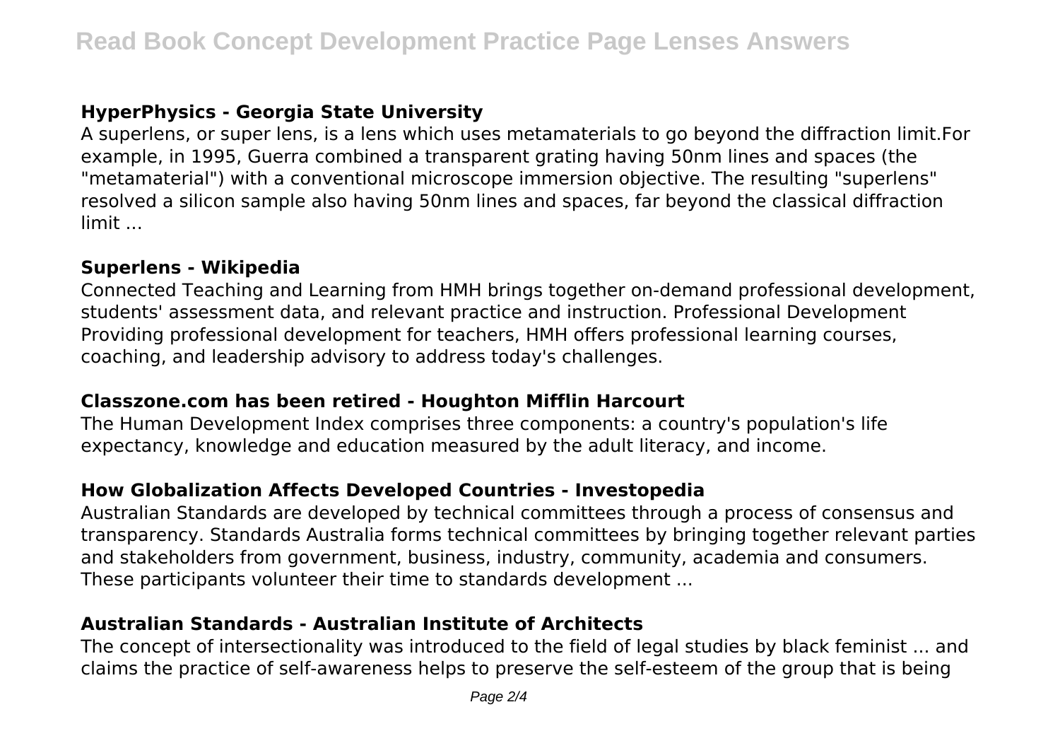### HyperPhysics - Georgia State University

A superlens, or super lens, is a lens which uses metamaterials to go beyond the diffraction limit.For example, in 1995, Guerra combined a transparent grating having 50nm lines and spaces (the "metamaterial") with a conventional microscope immersion objective. The resulting "superlens" resolved a silicon sample also having 50nm lines and spaces, far beyond the classical diffraction limit ...

### Superlens - Wikipedia

Connected Teaching and Learning from HMH brings together on-demand professional development, students' assessment data, and relevant practice and instruction. Professional Development Providing professional development for teachers, HMH offers professional learning courses, coaching, and leadership advisory to address today's challenges.

### Classzone.com has been retired - Houghton Mifflin Harcourt

The Human Development Index comprises three components: a country's population's life expectancy, knowledge and education measured by the adult literacy, and income.

### How Globalization Affects Developed Countries - Investopedia

Australian Standards are developed by technical committees through a process of consensus and transparency. Standards Australia forms technical committees by bringing together relevant parties and stakeholders from government, business, industry, community, academia and consumers. These participants volunteer their time to standards development ...

### Australian Standards - Australian Institute of Architects

The concept of intersectionality was introduced to the field of legal studies by black feminist ... and claims the practice of self-awareness helps to preserve the self-esteem of the group that is being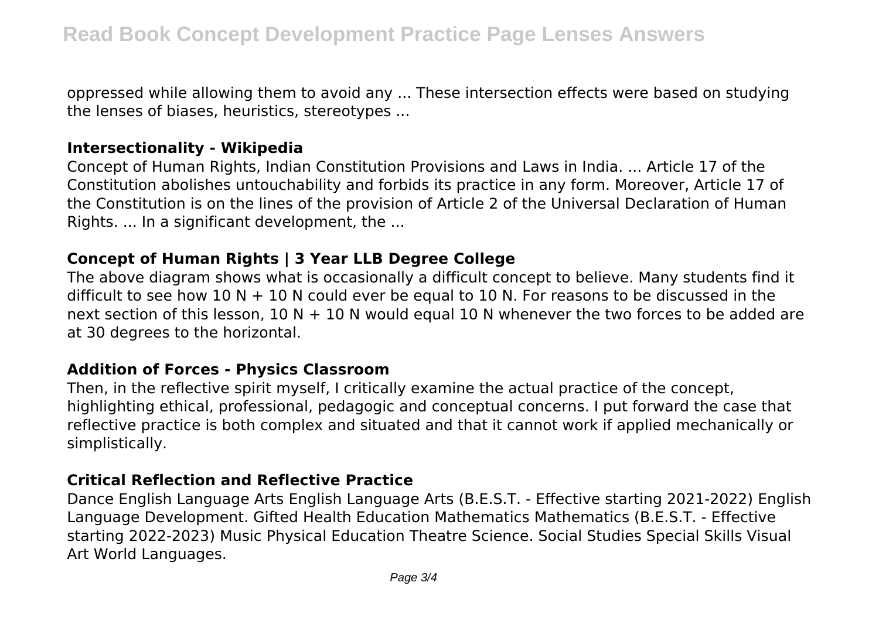oppressed while allowing them to avoid any ... These intersection effects were based on studying the lenses of biases, heuristics, stereotypes ...

### Intersectionality - Wikipedia

Concept of Human Rights, Indian Constitution Provisions and Laws in India. ... Article 17 of the Constitution abolishes untouchability and forbids its practice in any form. Moreover, Article 17 of the Constitution is on the lines of the provision of Article 2 of the Universal Declaration of Human Rights. ... In a significant development, the ...

### Concept of Human Rights | 3 Year LLB Degree College

The above diagram shows what is occasionally a difficult concept to believe. Many students find it difficult to see how 10 N + 10 N could ever be equal to 10 N. For reasons to be discussed in the next section of this lesson, 10 N + 10 N would equal 10 N whenever the two forces to be added are at 30 degrees to the horizontal.

### Addition of Forces - Physics Classroom

Then, in the reflective spirit myself, I critically examine the actual practice of the concept, highlighting ethical, professional, pedagogic and conceptual concerns. I put forward the case that reflective practice is both complex and situated and that it cannot work if applied mechanically or simplistically.

### Critical Reflection and Reflective Practice

Dance English Language Arts English Language Arts (B.E.S.T. - Effective starting 2021-2022) English Language Development. Gifted Health Education Mathematics Mathematics (B.E.S.T. - Effective starting 2022-2023) Music Physical Education Theatre Science. Social Studies Special Skills Visual Art World Languages.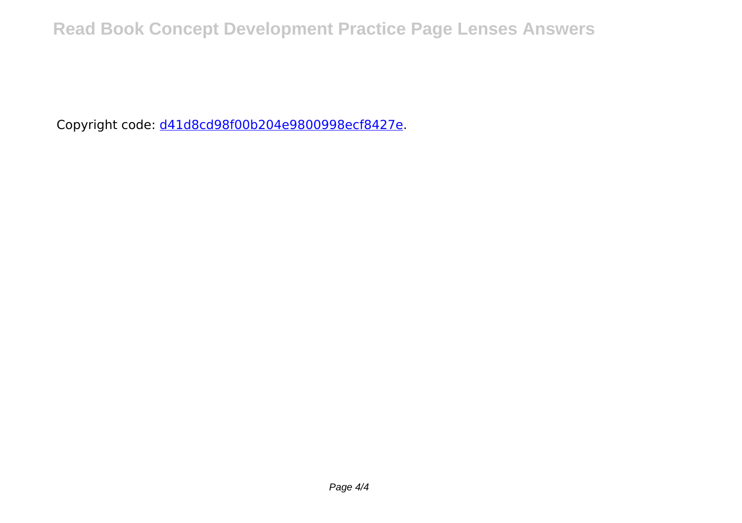Copyright code: d41d8cd98f00b204e9800998ecf8427e.